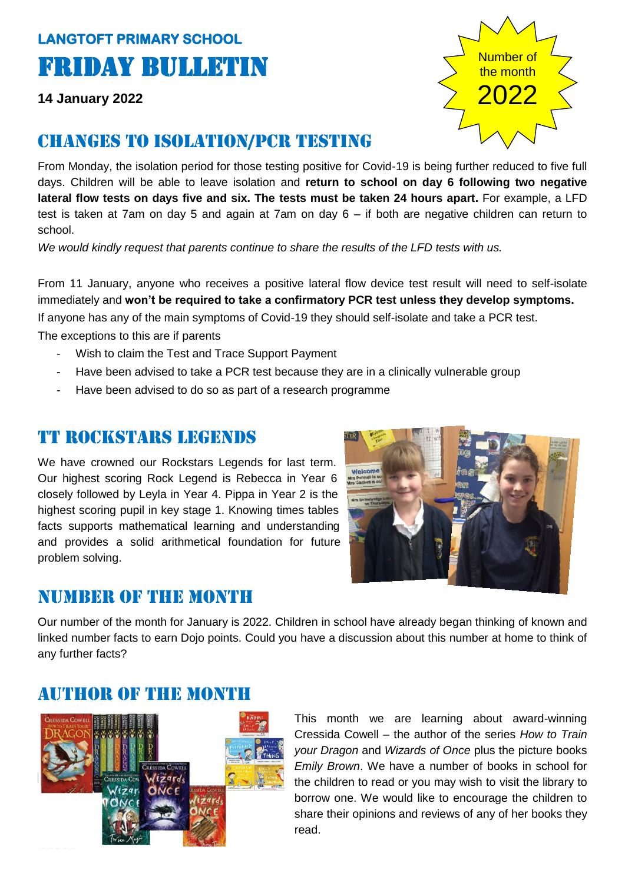## LANGTOFT PRIMARY SCHOOL

# FRIDAY BULLETIN

**14 January 2022**

Number of the month
2022

## CHANGES TO ISOLATION/PCR TESTING

From Monday, the isolation period for those testing positive for Covid-19 is being further reduced to five full days. Children will be able to leave isolation and **return to school on day 6 following two negative lateral flow tests on days five and six. The tests must be taken 24 hours apart.** For example, a LFD test is taken at 7am on day 5 and again at 7am on day 6 – if both are negative children can return to school.

*We would kindly request that parents continue to share the results of the LFD tests with us.*

From 11 January, anyone who receives a positive lateral flow device test result will need to self-isolate immediately and **won't be required to take a confirmatory PCR test unless they develop symptoms.**

If anyone has any of the main symptoms of Covid-19 they should self-isolate and take a PCR test.

The exceptions to this are if parents

- Wish to claim the Test and Trace Support Payment
- Have been advised to take a PCR test because they are in a clinically vulnerable group
- Have been advised to do so as part of a research programme

## TT ROCKSTARS LEGENDS

We have crowned our Rockstars Legends for last term. Our highest scoring Rock Legend is Rebecca in Year 6 closely followed by Leyla in Year 4. Pippa in Year 2 is the highest scoring pupil in key stage 1. Knowing times tables facts supports mathematical learning and understanding and provides a solid arithmetical foundation for future problem solving.

## NUMBER OF THE MONTH

Our number of the month for January is 2022. Children in school have already began thinking of known and linked number facts to earn Dojo points. Could you have a discussion about this number at home to think of any further facts?

## AUTHOR OF THE MONTH

This month we are learning about award-winning Cressida Cowell – the author of the series *How to Train your Dragon* and *Wizards of Once* plus the picture books *Emily Brown*. We have a number of books in school for the children to read or you may wish to visit the library to borrow one. We would like to encourage the children to share their opinions and reviews of any of her books they read.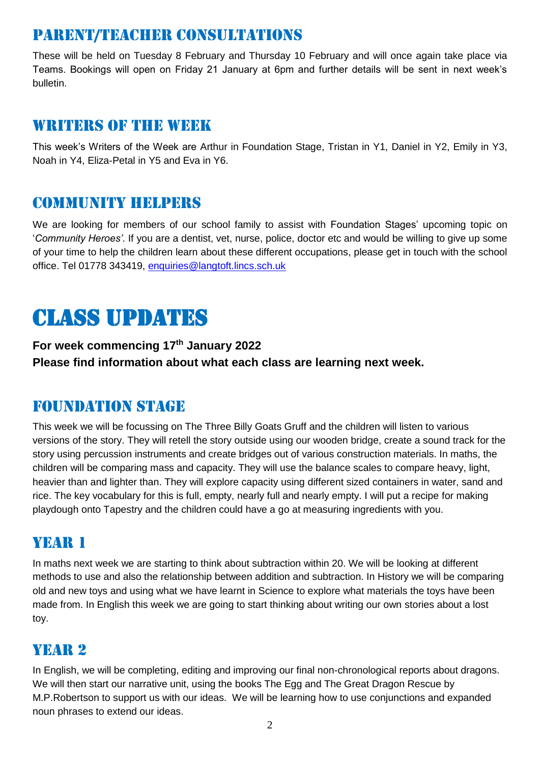## PARENT/TEACHER CONSULTATIONS

These will be held on Tuesday 8 February and Thursday 10 February and will once again take place via Teams. Bookings will open on Friday 21 January at 6pm and further details will be sent in next week's bulletin.

## WRITERS OF THE WEEK

This week's Writers of the Week are Arthur in Foundation Stage, Tristan in Y1, Daniel in Y2, Emily in Y3, Noah in Y4, Eliza-Petal in Y5 and Eva in Y6.

## COMMUNITY HELPERS

We are looking for members of our school family to assist with Foundation Stages' upcoming topic on '*Community Heroes'*. If you are a dentist, vet, nurse, police, doctor etc and would be willing to give up some of your time to help the children learn about these different occupations, please get in touch with the school office. Tel 01778 343419, enquiries@langtoft.lincs.sch.uk

# CLASS UPDATES

**For week commencing 17th January 2022**
**Please find information about what each class are learning next week.**

## FOUNDATION STAGE

This week we will be focussing on The Three Billy Goats Gruff and the children will listen to various versions of the story. They will retell the story outside using our wooden bridge, create a sound track for the story using percussion instruments and create bridges out of various construction materials. In maths, the children will be comparing mass and capacity. They will use the balance scales to compare heavy, light, heavier than and lighter than. They will explore capacity using different sized containers in water, sand and rice. The key vocabulary for this is full, empty, nearly full and nearly empty. I will put a recipe for making playdough onto Tapestry and the children could have a go at measuring ingredients with you.

## YEAR 1

In maths next week we are starting to think about subtraction within 20. We will be looking at different methods to use and also the relationship between addition and subtraction. In History we will be comparing old and new toys and using what we have learnt in Science to explore what materials the toys have been made from. In English this week we are going to start thinking about writing our own stories about a lost toy.

## YEAR 2

In English, we will be completing, editing and improving our final non-chronological reports about dragons. We will then start our narrative unit, using the books The Egg and The Great Dragon Rescue by M.P.Robertson to support us with our ideas. We will be learning how to use conjunctions and expanded noun phrases to extend our ideas.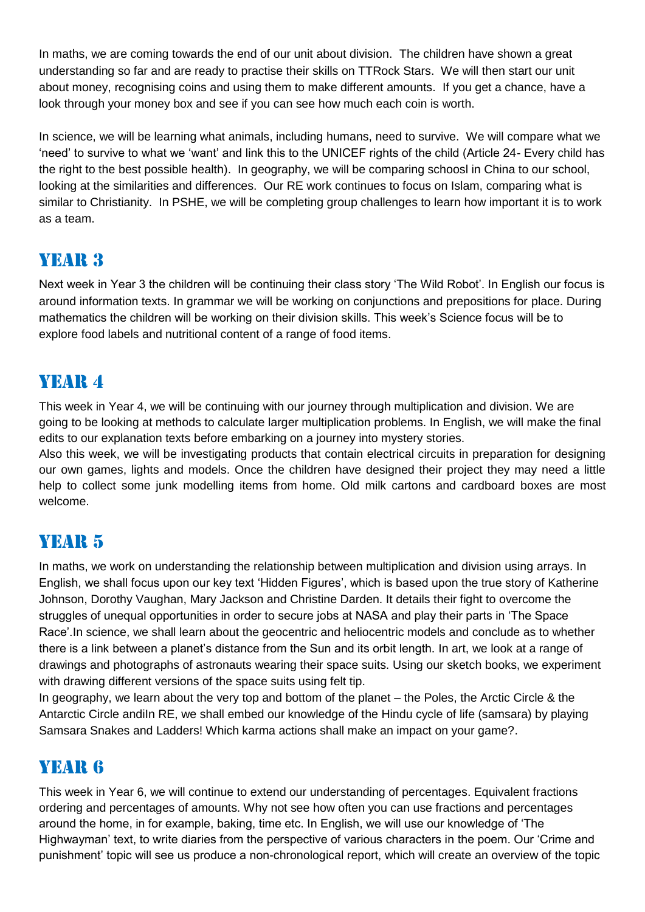In maths, we are coming towards the end of our unit about division. The children have shown a great understanding so far and are ready to practise their skills on TTRock Stars. We will then start our unit about money, recognising coins and using them to make different amounts. If you get a chance, have a look through your money box and see if you can see how much each coin is worth.

In science, we will be learning what animals, including humans, need to survive. We will compare what we 'need' to survive to what we 'want' and link this to the UNICEF rights of the child (Article 24- Every child has the right to the best possible health). In geography, we will be comparing schoosl in China to our school, looking at the similarities and differences. Our RE work continues to focus on Islam, comparing what is similar to Christianity. In PSHE, we will be completing group challenges to learn how important it is to work as a team.

## Year 3

Next week in Year 3 the children will be continuing their class story 'The Wild Robot'. In English our focus is around information texts. In grammar we will be working on conjunctions and prepositions for place. During mathematics the children will be working on their division skills. This week's Science focus will be to explore food labels and nutritional content of a range of food items.

## Year 4

This week in Year 4, we will be continuing with our journey through multiplication and division. We are going to be looking at methods to calculate larger multiplication problems. In English, we will make the final edits to our explanation texts before embarking on a journey into mystery stories.
Also this week, we will be investigating products that contain electrical circuits in preparation for designing our own games, lights and models. Once the children have designed their project they may need a little help to collect some junk modelling items from home. Old milk cartons and cardboard boxes are most welcome.

## Year 5

In maths, we work on understanding the relationship between multiplication and division using arrays. In English, we shall focus upon our key text 'Hidden Figures', which is based upon the true story of Katherine Johnson, Dorothy Vaughan, Mary Jackson and Christine Darden. It details their fight to overcome the struggles of unequal opportunities in order to secure jobs at NASA and play their parts in 'The Space Race'.In science, we shall learn about the geocentric and heliocentric models and conclude as to whether there is a link between a planet's distance from the Sun and its orbit length. In art, we look at a range of drawings and photographs of astronauts wearing their space suits. Using our sketch books, we experiment with drawing different versions of the space suits using felt tip.
In geography, we learn about the very top and bottom of the planet – the Poles, the Arctic Circle & the Antarctic Circle andiIn RE, we shall embed our knowledge of the Hindu cycle of life (samsara) by playing Samsara Snakes and Ladders! Which karma actions shall make an impact on your game?.

## Year 6

This week in Year 6, we will continue to extend our understanding of percentages. Equivalent fractions ordering and percentages of amounts. Why not see how often you can use fractions and percentages around the home, in for example, baking, time etc. In English, we will use our knowledge of 'The Highwayman' text, to write diaries from the perspective of various characters in the poem. Our 'Crime and punishment' topic will see us produce a non-chronological report, which will create an overview of the topic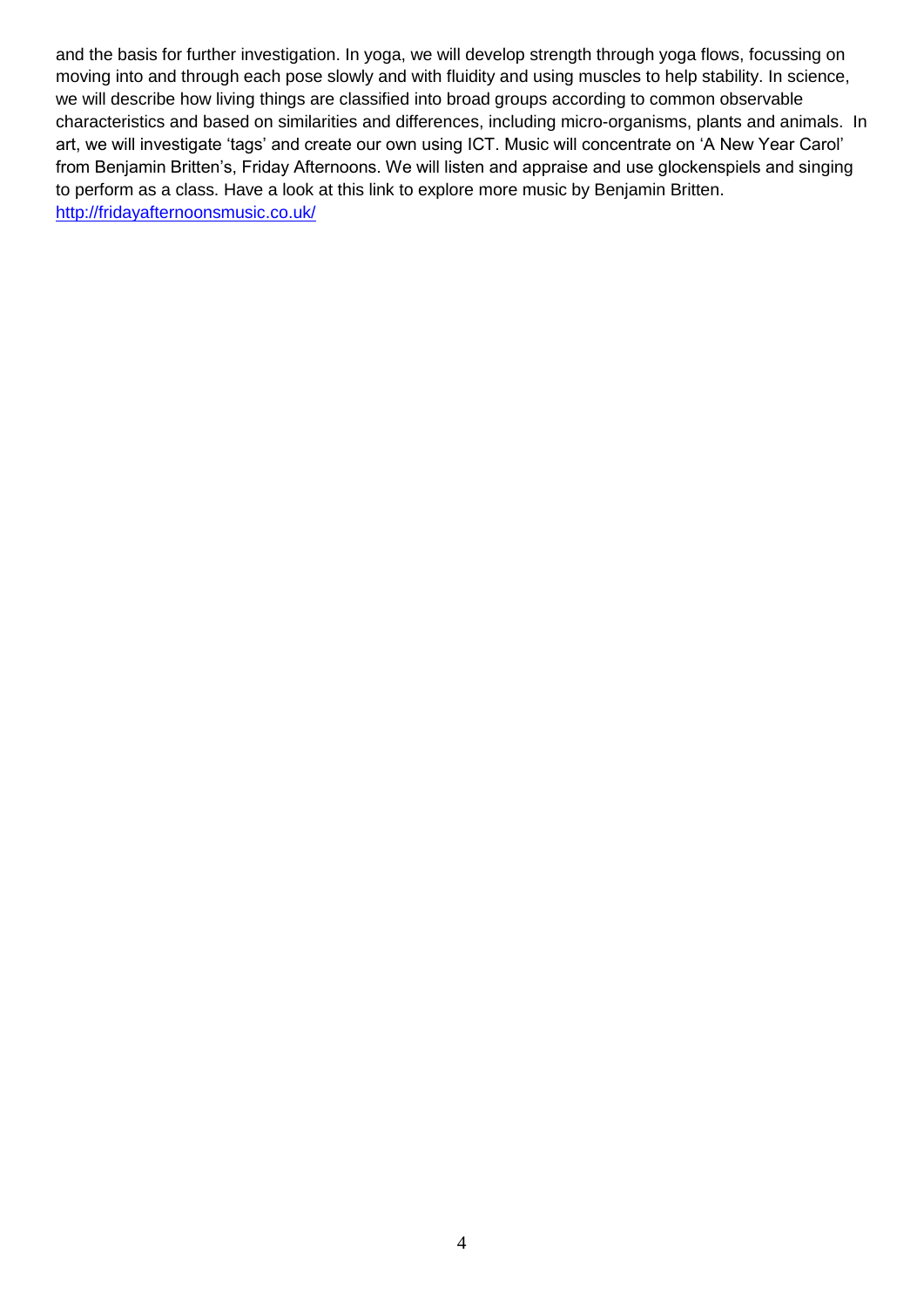and the basis for further investigation. In yoga, we will develop strength through yoga flows, focussing on moving into and through each pose slowly and with fluidity and using muscles to help stability. In science, we will describe how living things are classified into broad groups according to common observable characteristics and based on similarities and differences, including micro-organisms, plants and animals. In art, we will investigate 'tags' and create our own using ICT. Music will concentrate on 'A New Year Carol' from Benjamin Britten's, Friday Afternoons. We will listen and appraise and use glockenspiels and singing to perform as a class. Have a look at this link to explore more music by Benjamin Britten. http://fridayafternoonsmusic.co.uk/